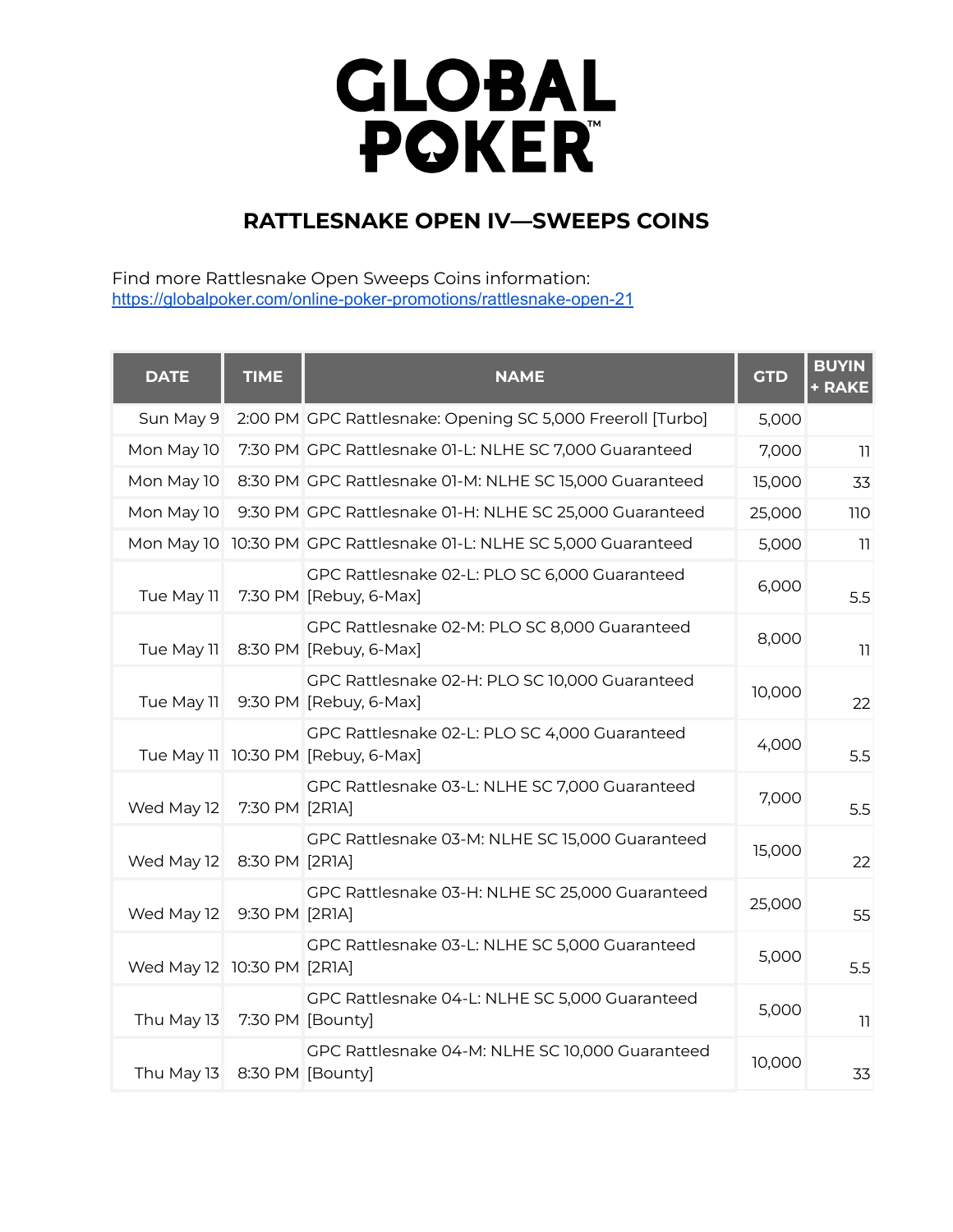# GLOBAL POKER™

## RATTLESNAKE OPEN IV—SWEEPS COINS

Find more Rattlesnake Open Sweeps Coins information:
https://globalpoker.com/online-poker-promotions/rattlesnake-open-21

| DATE | TIME | NAME | GTD | BUYIN + RAKE |
|---|---|---|---|---|
| Sun May 9 | 2:00 PM | GPC Rattlesnake: Opening SC 5,000 Freeroll [Turbo] | 5,000 | |
| Mon May 10 | 7:30 PM | GPC Rattlesnake 01-L: NLHE SC 7,000 Guaranteed | 7,000 | 11 |
| Mon May 10 | 8:30 PM | GPC Rattlesnake 01-M: NLHE SC 15,000 Guaranteed | 15,000 | 33 |
| Mon May 10 | 9:30 PM | GPC Rattlesnake 01-H: NLHE SC 25,000 Guaranteed | 25,000 | 110 |
| Mon May 10 | 10:30 PM | GPC Rattlesnake 01-L: NLHE SC 5,000 Guaranteed | 5,000 | 11 |
| Tue May 11 | 7:30 PM | GPC Rattlesnake 02-L: PLO SC 6,000 Guaranteed [Rebuy, 6-Max] | 6,000 | 5.5 |
| Tue May 11 | 8:30 PM | GPC Rattlesnake 02-M: PLO SC 8,000 Guaranteed [Rebuy, 6-Max] | 8,000 | 11 |
| Tue May 11 | 9:30 PM | GPC Rattlesnake 02-H: PLO SC 10,000 Guaranteed [Rebuy, 6-Max] | 10,000 | 22 |
| Tue May 11 | 10:30 PM | GPC Rattlesnake 02-L: PLO SC 4,000 Guaranteed [Rebuy, 6-Max] | 4,000 | 5.5 |
| Wed May 12 | 7:30 PM | GPC Rattlesnake 03-L: NLHE SC 7,000 Guaranteed [2R1A] | 7,000 | 5.5 |
| Wed May 12 | 8:30 PM | GPC Rattlesnake 03-M: NLHE SC 15,000 Guaranteed [2R1A] | 15,000 | 22 |
| Wed May 12 | 9:30 PM | GPC Rattlesnake 03-H: NLHE SC 25,000 Guaranteed [2R1A] | 25,000 | 55 |
| Wed May 12 | 10:30 PM | GPC Rattlesnake 03-L: NLHE SC 5,000 Guaranteed [2R1A] | 5,000 | 5.5 |
| Thu May 13 | 7:30 PM | GPC Rattlesnake 04-L: NLHE SC 5,000 Guaranteed [Bounty] | 5,000 | 11 |
| Thu May 13 | 8:30 PM | GPC Rattlesnake 04-M: NLHE SC 10,000 Guaranteed [Bounty] | 10,000 | 33 |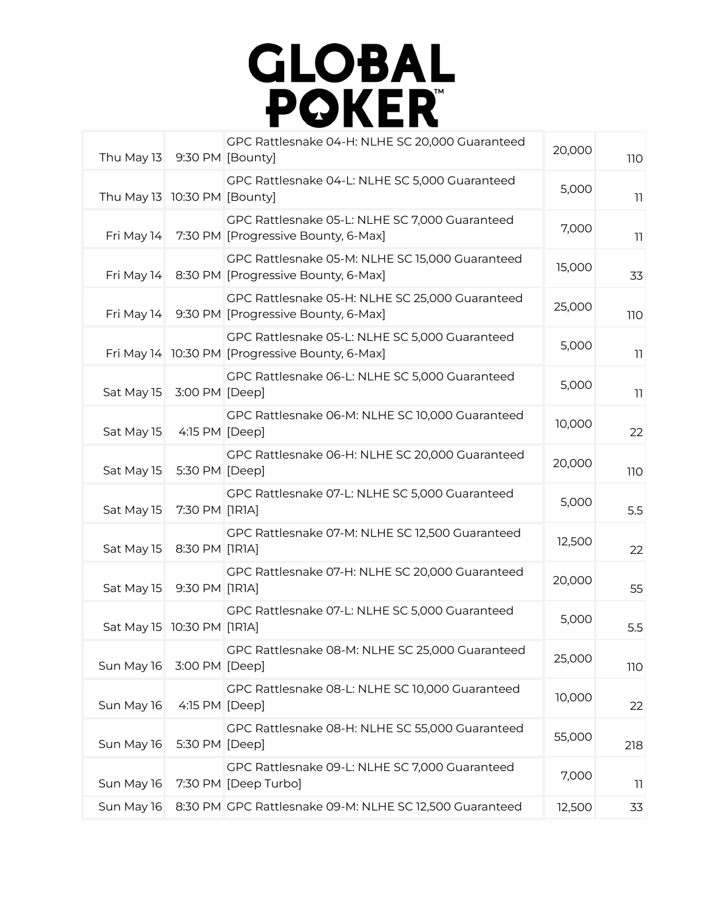# GLOBAL POKER™

| | | | | |
|---|---|---|---|---|
| Thu May 13 | 9:30 PM | GPC Rattlesnake 04-H: NLHE SC 20,000 Guaranteed [Bounty] | 20,000 | 110 |
| Thu May 13 | 10:30 PM | GPC Rattlesnake 04-L: NLHE SC 5,000 Guaranteed [Bounty] | 5,000 | 11 |
| Fri May 14 | 7:30 PM | GPC Rattlesnake 05-L: NLHE SC 7,000 Guaranteed [Progressive Bounty, 6-Max] | 7,000 | 11 |
| Fri May 14 | 8:30 PM | GPC Rattlesnake 05-M: NLHE SC 15,000 Guaranteed [Progressive Bounty, 6-Max] | 15,000 | 33 |
| Fri May 14 | 9:30 PM | GPC Rattlesnake 05-H: NLHE SC 25,000 Guaranteed [Progressive Bounty, 6-Max] | 25,000 | 110 |
| Fri May 14 | 10:30 PM | GPC Rattlesnake 05-L: NLHE SC 5,000 Guaranteed [Progressive Bounty, 6-Max] | 5,000 | 11 |
| Sat May 15 | 3:00 PM | GPC Rattlesnake 06-L: NLHE SC 5,000 Guaranteed [Deep] | 5,000 | 11 |
| Sat May 15 | 4:15 PM | GPC Rattlesnake 06-M: NLHE SC 10,000 Guaranteed [Deep] | 10,000 | 22 |
| Sat May 15 | 5:30 PM | GPC Rattlesnake 06-H: NLHE SC 20,000 Guaranteed [Deep] | 20,000 | 110 |
| Sat May 15 | 7:30 PM | GPC Rattlesnake 07-L: NLHE SC 5,000 Guaranteed [1R1A] | 5,000 | 5.5 |
| Sat May 15 | 8:30 PM | GPC Rattlesnake 07-M: NLHE SC 12,500 Guaranteed [1R1A] | 12,500 | 22 |
| Sat May 15 | 9:30 PM | GPC Rattlesnake 07-H: NLHE SC 20,000 Guaranteed [1R1A] | 20,000 | 55 |
| Sat May 15 | 10:30 PM | GPC Rattlesnake 07-L: NLHE SC 5,000 Guaranteed [1R1A] | 5,000 | 5.5 |
| Sun May 16 | 3:00 PM | GPC Rattlesnake 08-M: NLHE SC 25,000 Guaranteed [Deep] | 25,000 | 110 |
| Sun May 16 | 4:15 PM | GPC Rattlesnake 08-L: NLHE SC 10,000 Guaranteed [Deep] | 10,000 | 22 |
| Sun May 16 | 5:30 PM | GPC Rattlesnake 08-H: NLHE SC 55,000 Guaranteed [Deep] | 55,000 | 218 |
| Sun May 16 | 7:30 PM | GPC Rattlesnake 09-L: NLHE SC 7,000 Guaranteed [Deep Turbo] | 7,000 | 11 |
| Sun May 16 | 8:30 PM | GPC Rattlesnake 09-M: NLHE SC 12,500 Guaranteed | 12,500 | 33 |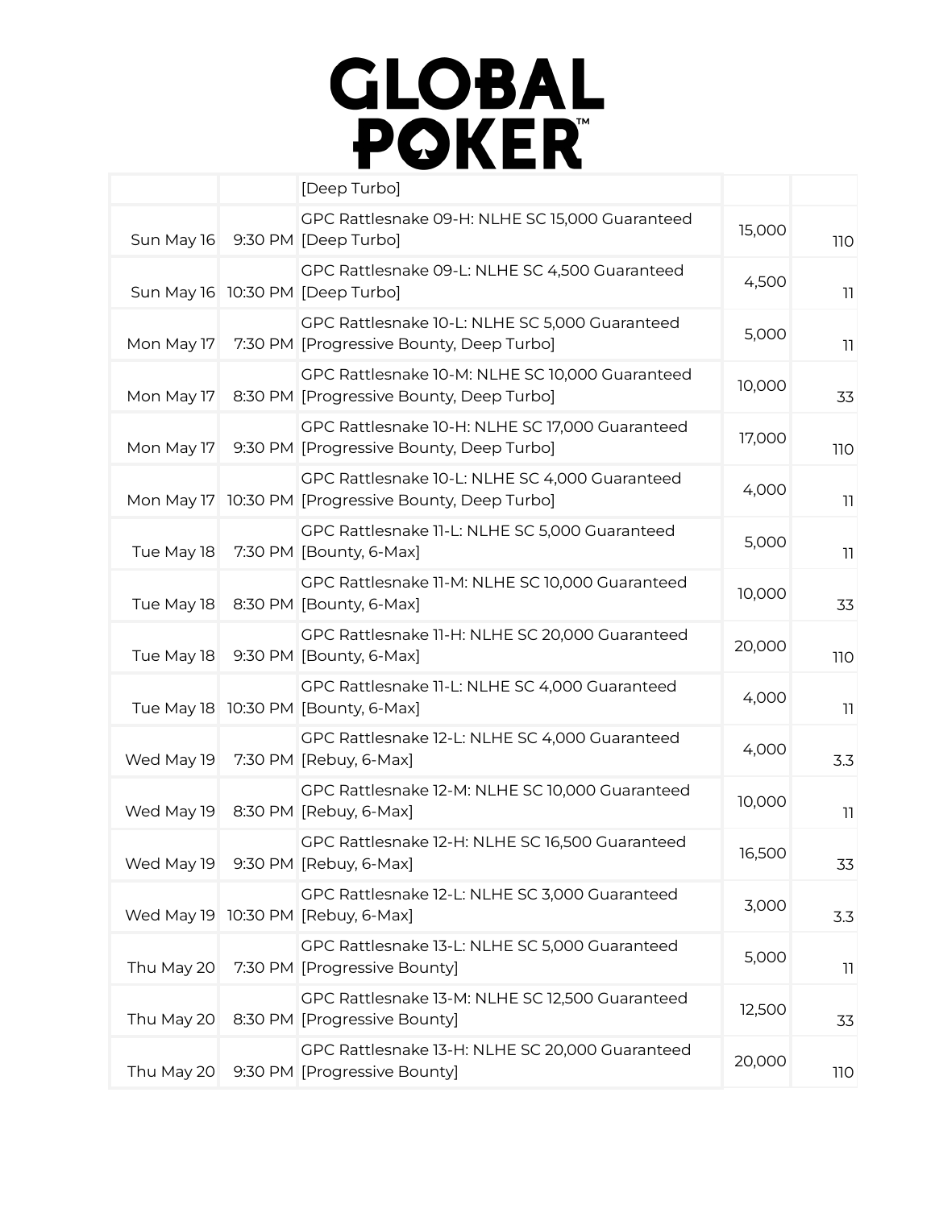# GLOBAL POKER

| | | | | |
|---|---|---|---|---|
| | | [Deep Turbo] | | |
| Sun May 16 | 9:30 PM | GPC Rattlesnake 09-H: NLHE SC 15,000 Guaranteed [Deep Turbo] | 15,000 | 110 |
| Sun May 16 | 10:30 PM | GPC Rattlesnake 09-L: NLHE SC 4,500 Guaranteed [Deep Turbo] | 4,500 | 11 |
| Mon May 17 | 7:30 PM | GPC Rattlesnake 10-L: NLHE SC 5,000 Guaranteed [Progressive Bounty, Deep Turbo] | 5,000 | 11 |
| Mon May 17 | 8:30 PM | GPC Rattlesnake 10-M: NLHE SC 10,000 Guaranteed [Progressive Bounty, Deep Turbo] | 10,000 | 33 |
| Mon May 17 | 9:30 PM | GPC Rattlesnake 10-H: NLHE SC 17,000 Guaranteed [Progressive Bounty, Deep Turbo] | 17,000 | 110 |
| Mon May 17 | 10:30 PM | GPC Rattlesnake 10-L: NLHE SC 4,000 Guaranteed [Progressive Bounty, Deep Turbo] | 4,000 | 11 |
| Tue May 18 | 7:30 PM | GPC Rattlesnake 11-L: NLHE SC 5,000 Guaranteed [Bounty, 6-Max] | 5,000 | 11 |
| Tue May 18 | 8:30 PM | GPC Rattlesnake 11-M: NLHE SC 10,000 Guaranteed [Bounty, 6-Max] | 10,000 | 33 |
| Tue May 18 | 9:30 PM | GPC Rattlesnake 11-H: NLHE SC 20,000 Guaranteed [Bounty, 6-Max] | 20,000 | 110 |
| Tue May 18 | 10:30 PM | GPC Rattlesnake 11-L: NLHE SC 4,000 Guaranteed [Bounty, 6-Max] | 4,000 | 11 |
| Wed May 19 | 7:30 PM | GPC Rattlesnake 12-L: NLHE SC 4,000 Guaranteed [Rebuy, 6-Max] | 4,000 | 3.3 |
| Wed May 19 | 8:30 PM | GPC Rattlesnake 12-M: NLHE SC 10,000 Guaranteed [Rebuy, 6-Max] | 10,000 | 11 |
| Wed May 19 | 9:30 PM | GPC Rattlesnake 12-H: NLHE SC 16,500 Guaranteed [Rebuy, 6-Max] | 16,500 | 33 |
| Wed May 19 | 10:30 PM | GPC Rattlesnake 12-L: NLHE SC 3,000 Guaranteed [Rebuy, 6-Max] | 3,000 | 3.3 |
| Thu May 20 | 7:30 PM | GPC Rattlesnake 13-L: NLHE SC 5,000 Guaranteed [Progressive Bounty] | 5,000 | 11 |
| Thu May 20 | 8:30 PM | GPC Rattlesnake 13-M: NLHE SC 12,500 Guaranteed [Progressive Bounty] | 12,500 | 33 |
| Thu May 20 | 9:30 PM | GPC Rattlesnake 13-H: NLHE SC 20,000 Guaranteed [Progressive Bounty] | 20,000 | 110 |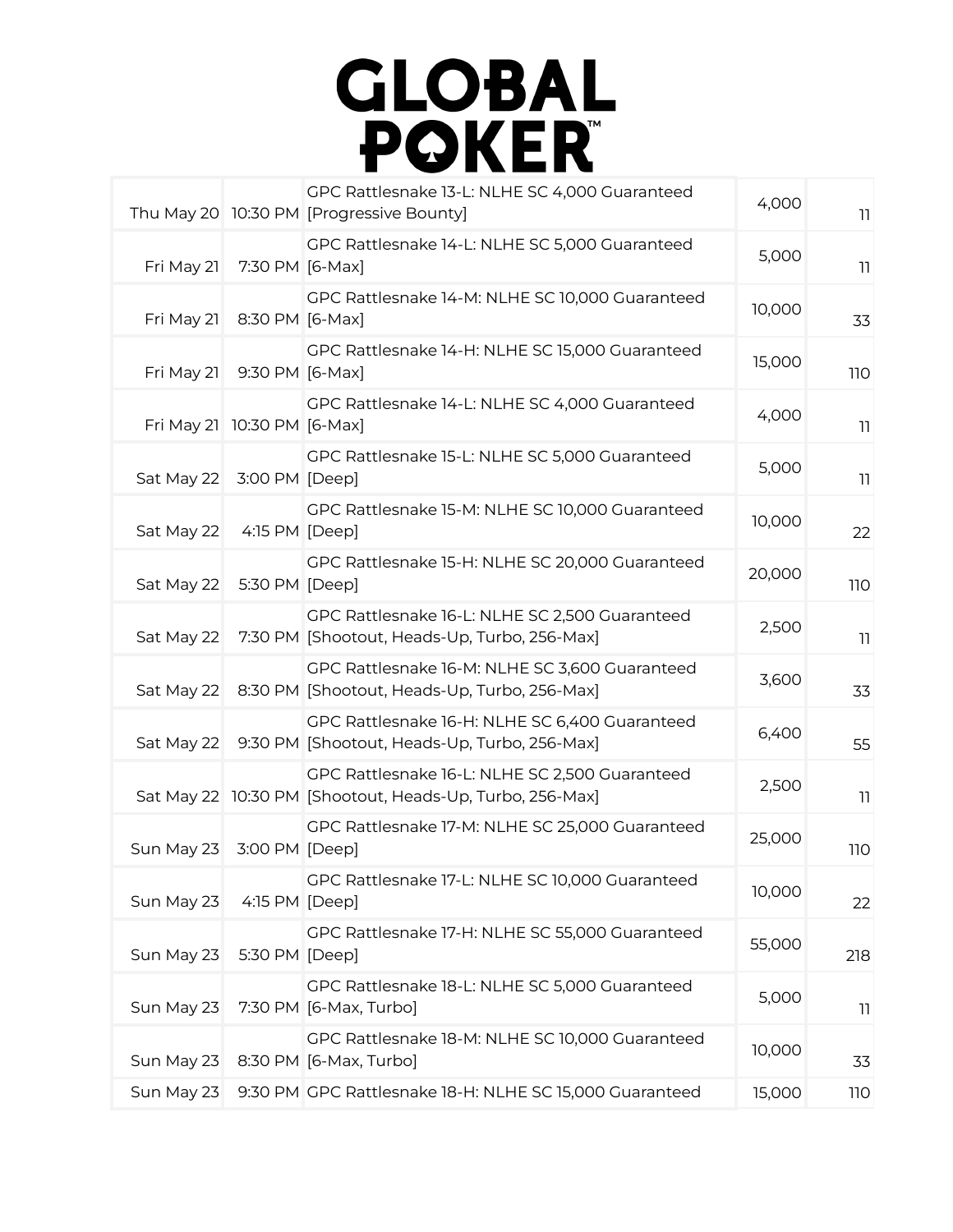# GLOBAL POKER

| | | | | |
|---|---|---|---|---|
| Thu May 20 | 10:30 PM | GPC Rattlesnake 13-L: NLHE SC 4,000 Guaranteed [Progressive Bounty] | 4,000 | 11 |
| Fri May 21 | 7:30 PM | GPC Rattlesnake 14-L: NLHE SC 5,000 Guaranteed [6-Max] | 5,000 | 11 |
| Fri May 21 | 8:30 PM | GPC Rattlesnake 14-M: NLHE SC 10,000 Guaranteed [6-Max] | 10,000 | 33 |
| Fri May 21 | 9:30 PM | GPC Rattlesnake 14-H: NLHE SC 15,000 Guaranteed [6-Max] | 15,000 | 110 |
| Fri May 21 | 10:30 PM | GPC Rattlesnake 14-L: NLHE SC 4,000 Guaranteed [6-Max] | 4,000 | 11 |
| Sat May 22 | 3:00 PM | GPC Rattlesnake 15-L: NLHE SC 5,000 Guaranteed [Deep] | 5,000 | 11 |
| Sat May 22 | 4:15 PM | GPC Rattlesnake 15-M: NLHE SC 10,000 Guaranteed [Deep] | 10,000 | 22 |
| Sat May 22 | 5:30 PM | GPC Rattlesnake 15-H: NLHE SC 20,000 Guaranteed [Deep] | 20,000 | 110 |
| Sat May 22 | 7:30 PM | GPC Rattlesnake 16-L: NLHE SC 2,500 Guaranteed [Shootout, Heads-Up, Turbo, 256-Max] | 2,500 | 11 |
| Sat May 22 | 8:30 PM | GPC Rattlesnake 16-M: NLHE SC 3,600 Guaranteed [Shootout, Heads-Up, Turbo, 256-Max] | 3,600 | 33 |
| Sat May 22 | 9:30 PM | GPC Rattlesnake 16-H: NLHE SC 6,400 Guaranteed [Shootout, Heads-Up, Turbo, 256-Max] | 6,400 | 55 |
| Sat May 22 | 10:30 PM | GPC Rattlesnake 16-L: NLHE SC 2,500 Guaranteed [Shootout, Heads-Up, Turbo, 256-Max] | 2,500 | 11 |
| Sun May 23 | 3:00 PM | GPC Rattlesnake 17-M: NLHE SC 25,000 Guaranteed [Deep] | 25,000 | 110 |
| Sun May 23 | 4:15 PM | GPC Rattlesnake 17-L: NLHE SC 10,000 Guaranteed [Deep] | 10,000 | 22 |
| Sun May 23 | 5:30 PM | GPC Rattlesnake 17-H: NLHE SC 55,000 Guaranteed [Deep] | 55,000 | 218 |
| Sun May 23 | 7:30 PM | GPC Rattlesnake 18-L: NLHE SC 5,000 Guaranteed [6-Max, Turbo] | 5,000 | 11 |
| Sun May 23 | 8:30 PM | GPC Rattlesnake 18-M: NLHE SC 10,000 Guaranteed [6-Max, Turbo] | 10,000 | 33 |
| Sun May 23 | 9:30 PM | GPC Rattlesnake 18-H: NLHE SC 15,000 Guaranteed | 15,000 | 110 |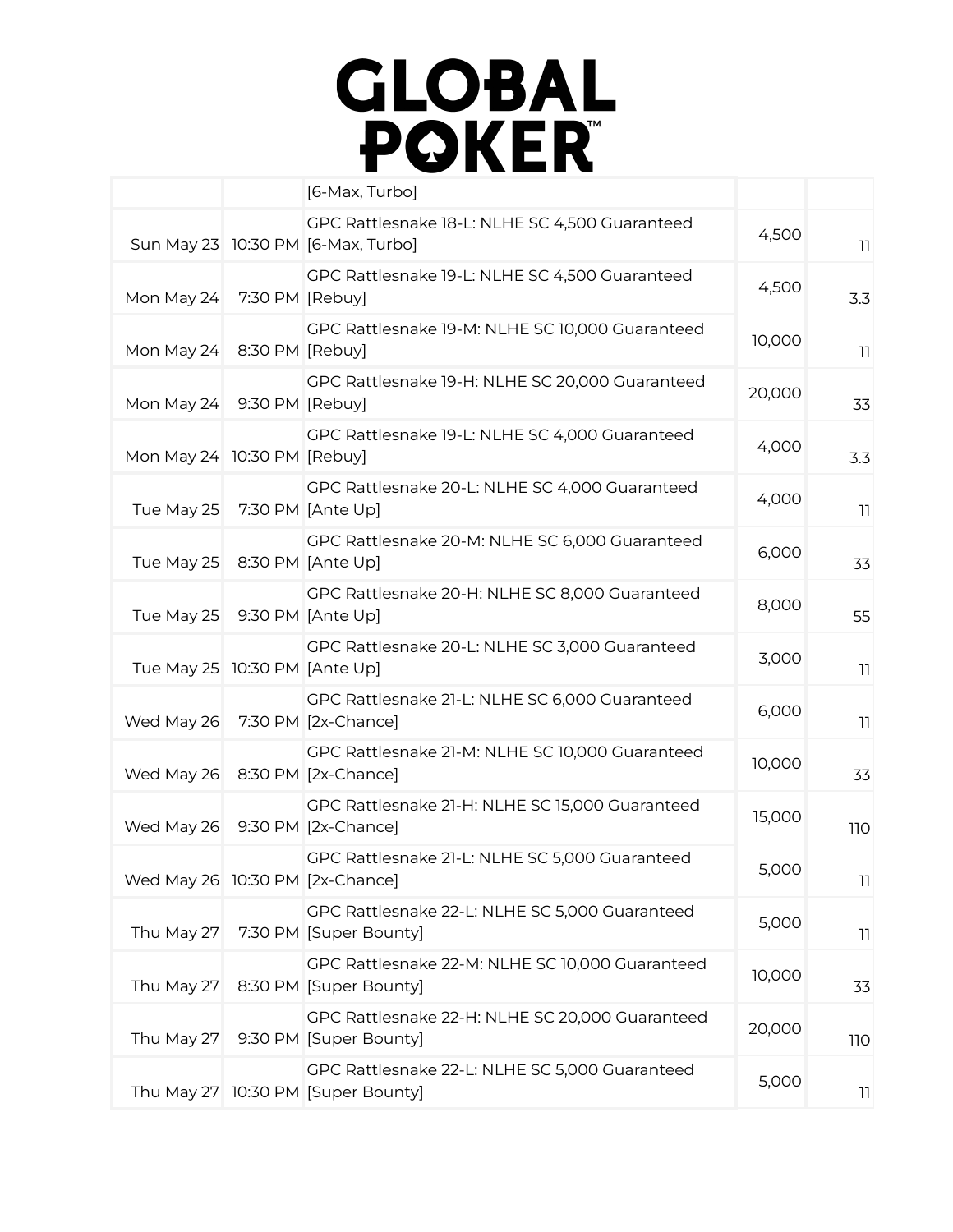| | | | | |
|---|---|---|---|---|
| | | [6-Max, Turbo] | | |
| Sun May 23 | 10:30 PM | GPC Rattlesnake 18-L: NLHE SC 4,500 Guaranteed [6-Max, Turbo] | 4,500 | 11 |
| Mon May 24 | 7:30 PM | GPC Rattlesnake 19-L: NLHE SC 4,500 Guaranteed [Rebuy] | 4,500 | 3.3 |
| Mon May 24 | 8:30 PM | GPC Rattlesnake 19-M: NLHE SC 10,000 Guaranteed [Rebuy] | 10,000 | 11 |
| Mon May 24 | 9:30 PM | GPC Rattlesnake 19-H: NLHE SC 20,000 Guaranteed [Rebuy] | 20,000 | 33 |
| Mon May 24 | 10:30 PM | GPC Rattlesnake 19-L: NLHE SC 4,000 Guaranteed [Rebuy] | 4,000 | 3.3 |
| Tue May 25 | 7:30 PM | GPC Rattlesnake 20-L: NLHE SC 4,000 Guaranteed [Ante Up] | 4,000 | 11 |
| Tue May 25 | 8:30 PM | GPC Rattlesnake 20-M: NLHE SC 6,000 Guaranteed [Ante Up] | 6,000 | 33 |
| Tue May 25 | 9:30 PM | GPC Rattlesnake 20-H: NLHE SC 8,000 Guaranteed [Ante Up] | 8,000 | 55 |
| Tue May 25 | 10:30 PM | GPC Rattlesnake 20-L: NLHE SC 3,000 Guaranteed [Ante Up] | 3,000 | 11 |
| Wed May 26 | 7:30 PM | GPC Rattlesnake 21-L: NLHE SC 6,000 Guaranteed [2x-Chance] | 6,000 | 11 |
| Wed May 26 | 8:30 PM | GPC Rattlesnake 21-M: NLHE SC 10,000 Guaranteed [2x-Chance] | 10,000 | 33 |
| Wed May 26 | 9:30 PM | GPC Rattlesnake 21-H: NLHE SC 15,000 Guaranteed [2x-Chance] | 15,000 | 110 |
| Wed May 26 | 10:30 PM | GPC Rattlesnake 21-L: NLHE SC 5,000 Guaranteed [2x-Chance] | 5,000 | 11 |
| Thu May 27 | 7:30 PM | GPC Rattlesnake 22-L: NLHE SC 5,000 Guaranteed [Super Bounty] | 5,000 | 11 |
| Thu May 27 | 8:30 PM | GPC Rattlesnake 22-M: NLHE SC 10,000 Guaranteed [Super Bounty] | 10,000 | 33 |
| Thu May 27 | 9:30 PM | GPC Rattlesnake 22-H: NLHE SC 20,000 Guaranteed [Super Bounty] | 20,000 | 110 |
| Thu May 27 | 10:30 PM | GPC Rattlesnake 22-L: NLHE SC 5,000 Guaranteed [Super Bounty] | 5,000 | 11 |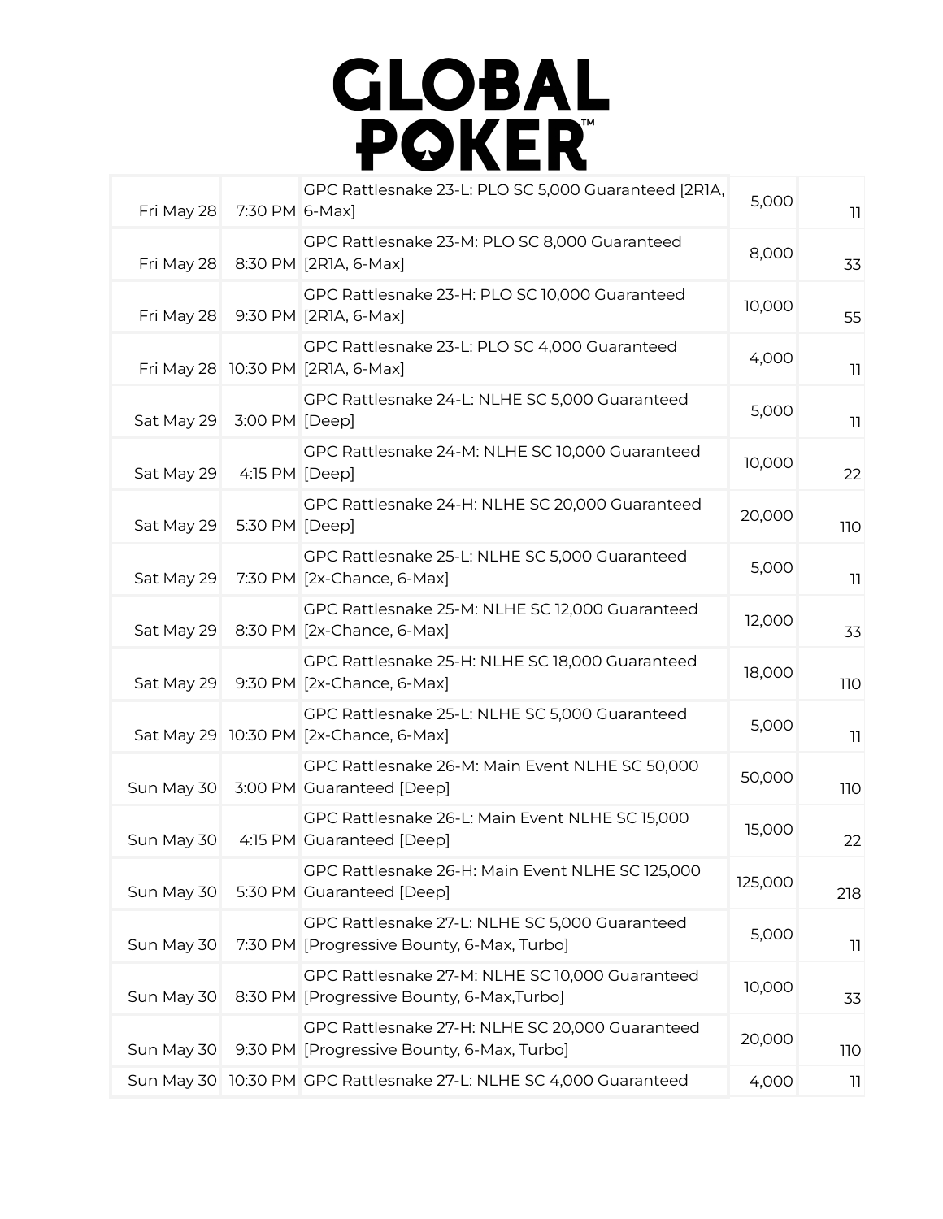# GLOBAL POKER™

| | | | | |
|---|---|---|---|---|
| Fri May 28 | 7:30 PM | GPC Rattlesnake 23-L: PLO SC 5,000 Guaranteed [2R1A, 6-Max] | 5,000 | 11 |
| Fri May 28 | 8:30 PM | GPC Rattlesnake 23-M: PLO SC 8,000 Guaranteed [2R1A, 6-Max] | 8,000 | 33 |
| Fri May 28 | 9:30 PM | GPC Rattlesnake 23-H: PLO SC 10,000 Guaranteed [2R1A, 6-Max] | 10,000 | 55 |
| Fri May 28 | 10:30 PM | GPC Rattlesnake 23-L: PLO SC 4,000 Guaranteed [2R1A, 6-Max] | 4,000 | 11 |
| Sat May 29 | 3:00 PM | GPC Rattlesnake 24-L: NLHE SC 5,000 Guaranteed [Deep] | 5,000 | 11 |
| Sat May 29 | 4:15 PM | GPC Rattlesnake 24-M: NLHE SC 10,000 Guaranteed [Deep] | 10,000 | 22 |
| Sat May 29 | 5:30 PM | GPC Rattlesnake 24-H: NLHE SC 20,000 Guaranteed [Deep] | 20,000 | 110 |
| Sat May 29 | 7:30 PM | GPC Rattlesnake 25-L: NLHE SC 5,000 Guaranteed [2x-Chance, 6-Max] | 5,000 | 11 |
| Sat May 29 | 8:30 PM | GPC Rattlesnake 25-M: NLHE SC 12,000 Guaranteed [2x-Chance, 6-Max] | 12,000 | 33 |
| Sat May 29 | 9:30 PM | GPC Rattlesnake 25-H: NLHE SC 18,000 Guaranteed [2x-Chance, 6-Max] | 18,000 | 110 |
| Sat May 29 | 10:30 PM | GPC Rattlesnake 25-L: NLHE SC 5,000 Guaranteed [2x-Chance, 6-Max] | 5,000 | 11 |
| Sun May 30 | 3:00 PM | GPC Rattlesnake 26-M: Main Event NLHE SC 50,000 Guaranteed [Deep] | 50,000 | 110 |
| Sun May 30 | 4:15 PM | GPC Rattlesnake 26-L: Main Event NLHE SC 15,000 Guaranteed [Deep] | 15,000 | 22 |
| Sun May 30 | 5:30 PM | GPC Rattlesnake 26-H: Main Event NLHE SC 125,000 Guaranteed [Deep] | 125,000 | 218 |
| Sun May 30 | 7:30 PM | GPC Rattlesnake 27-L: NLHE SC 5,000 Guaranteed [Progressive Bounty, 6-Max, Turbo] | 5,000 | 11 |
| Sun May 30 | 8:30 PM | GPC Rattlesnake 27-M: NLHE SC 10,000 Guaranteed [Progressive Bounty, 6-Max,Turbo] | 10,000 | 33 |
| Sun May 30 | 9:30 PM | GPC Rattlesnake 27-H: NLHE SC 20,000 Guaranteed [Progressive Bounty, 6-Max, Turbo] | 20,000 | 110 |
| Sun May 30 | 10:30 PM | GPC Rattlesnake 27-L: NLHE SC 4,000 Guaranteed | 4,000 | 11 |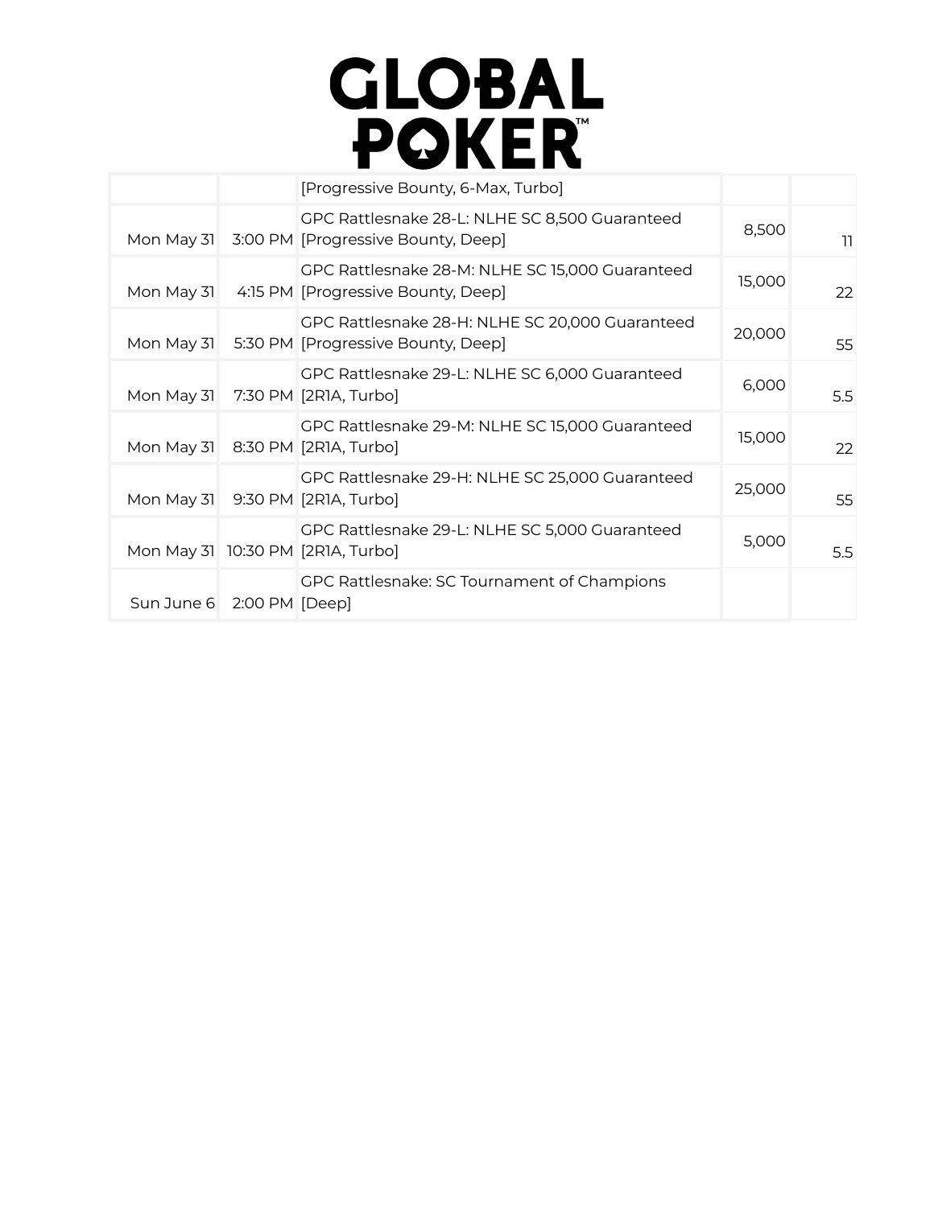| | | | | |
|---|---|---|---|---|
| | | [Progressive Bounty, 6-Max, Turbo] | | |
| Mon May 31 | 3:00 PM | GPC Rattlesnake 28-L: NLHE SC 8,500 Guaranteed [Progressive Bounty, Deep] | 8,500 | 11 |
| Mon May 31 | 4:15 PM | GPC Rattlesnake 28-M: NLHE SC 15,000 Guaranteed [Progressive Bounty, Deep] | 15,000 | 22 |
| Mon May 31 | 5:30 PM | GPC Rattlesnake 28-H: NLHE SC 20,000 Guaranteed [Progressive Bounty, Deep] | 20,000 | 55 |
| Mon May 31 | 7:30 PM | GPC Rattlesnake 29-L: NLHE SC 6,000 Guaranteed [2R1A, Turbo] | 6,000 | 5.5 |
| Mon May 31 | 8:30 PM | GPC Rattlesnake 29-M: NLHE SC 15,000 Guaranteed [2R1A, Turbo] | 15,000 | 22 |
| Mon May 31 | 9:30 PM | GPC Rattlesnake 29-H: NLHE SC 25,000 Guaranteed [2R1A, Turbo] | 25,000 | 55 |
| Mon May 31 | 10:30 PM | GPC Rattlesnake 29-L: NLHE SC 5,000 Guaranteed [2R1A, Turbo] | 5,000 | 5.5 |
| Sun June 6 | 2:00 PM | GPC Rattlesnake: SC Tournament of Champions [Deep] | | |